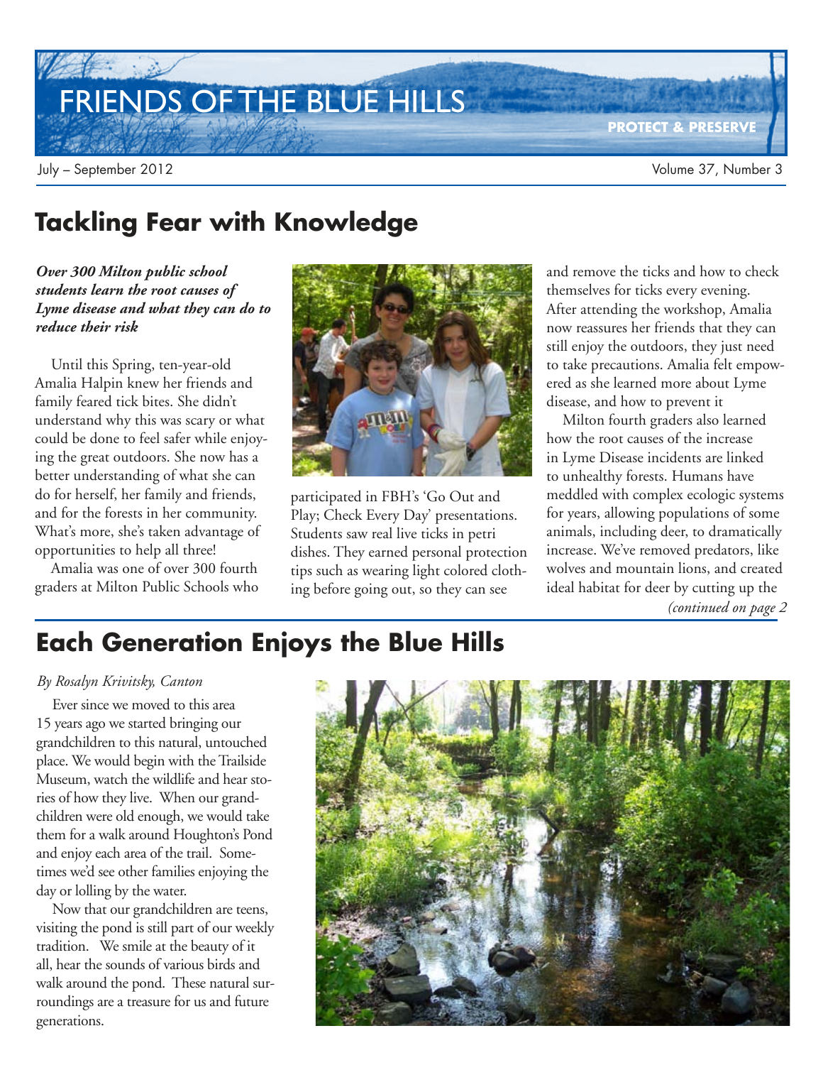# FRIENDS OF THE BLUE HILLS

PROTECT & PRESERVE

July – September 2012

## Tackling Fear with Knowledge

***Over 300 Milton public school students learn the root causes of Lyme disease and what they can do to reduce their risk***

Until this Spring, ten-year-old Amalia Halpin knew her friends and family feared tick bites. She didn't understand why this was scary or what could be done to feel safer while enjoying the great outdoors. She now has a better understanding of what she can do for herself, her family and friends, and for the forests in her community. What's more, she's taken advantage of opportunities to help all three!

Amalia was one of over 300 fourth graders at Milton Public Schools who participated in FBH's 'Go Out and Play; Check Every Day' presentations. Students saw real live ticks in petri dishes. They earned personal protection tips such as wearing light colored clothing before going out, so they can see and remove the ticks and how to check themselves for ticks every evening. After attending the workshop, Amalia now reassures her friends that they can still enjoy the outdoors, they just need to take precautions. Amalia felt empowered as she learned more about Lyme disease, and how to prevent it

Milton fourth graders also learned how the root causes of the increase in Lyme Disease incidents are linked to unhealthy forests. Humans have meddled with complex ecologic systems for years, allowing populations of some animals, including deer, to dramatically increase. We've removed predators, like wolves and mountain lions, and created ideal habitat for deer by cutting up the

*(continued on page 2*

## Each Generation Enjoys the Blue Hills

*By Rosalyn Krivitsky, Canton*

Ever since we moved to this area 15 years ago we started bringing our grandchildren to this natural, untouched place. We would begin with the Trailside Museum, watch the wildlife and hear stories of how they live. When our grandchildren were old enough, we would take them for a walk around Houghton's Pond and enjoy each area of the trail. Sometimes we'd see other families enjoying the day or lolling by the water.

Now that our grandchildren are teens, visiting the pond is still part of our weekly tradition. We smile at the beauty of it all, hear the sounds of various birds and walk around the pond. These natural surroundings are a treasure for us and future generations.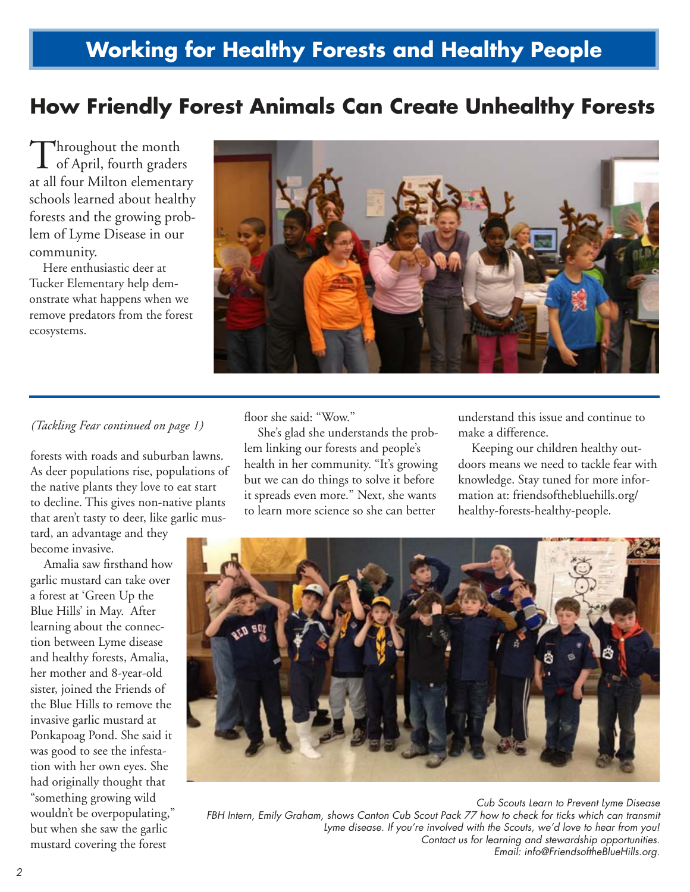# Working for Healthy Forests and Healthy People

## How Friendly Forest Animals Can Create Unhealthy Forests

Throughout the month of April, fourth graders at all four Milton elementary schools learned about healthy forests and the growing problem of Lyme Disease in our community.

Here enthusiastic deer at Tucker Elementary help demonstrate what happens when we remove predators from the forest ecosystems.

*(Tackling Fear continued on page 1)*

forests with roads and suburban lawns. As deer populations rise, populations of the native plants they love to eat start to decline. This gives non-native plants that aren't tasty to deer, like garlic mustard, an advantage and they become invasive.

Amalia saw firsthand how garlic mustard can take over a forest at 'Green Up the Blue Hills' in May. After learning about the connection between Lyme disease and healthy forests, Amalia, her mother and 8-year-old sister, joined the Friends of the Blue Hills to remove the invasive garlic mustard at Ponkapoag Pond. She said it was good to see the infestation with her own eyes. She had originally thought that "something growing wild wouldn't be overpopulating," but when she saw the garlic mustard covering the forest floor she said: "Wow."

She's glad she understands the problem linking our forests and people's health in her community. "It's growing but we can do things to solve it before it spreads even more." Next, she wants to learn more science so she can better understand this issue and continue to make a difference.

Keeping our children healthy outdoors means we need to tackle fear with knowledge. Stay tuned for more information at: friendsofthebluehills.org/healthy-forests-healthy-people.

*Cub Scouts Learn to Prevent Lyme Disease*
*FBH Intern, Emily Graham, shows Canton Cub Scout Pack 77 how to check for ticks which can transmit Lyme disease. If you're involved with the Scouts, we'd love to hear from you! Contact us for learning and stewardship opportunities. Email: info@FriendsoftheBlueHills.org.*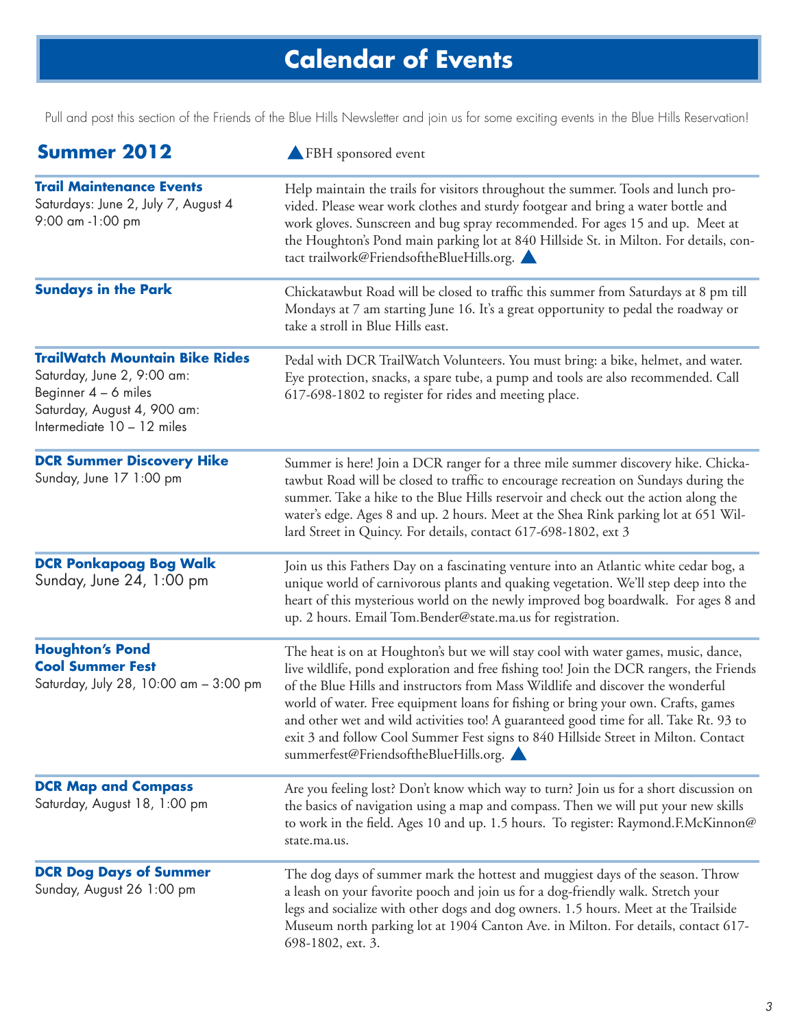# Calendar of Events

Pull and post this section of the Friends of the Blue Hills Newsletter and join us for some exciting events in the Blue Hills Reservation!

## Summer 2012

▲FBH sponsored event

### Trail Maintenance Events

Saturdays: June 2, July 7, August 4
9:00 am -1:00 pm

Help maintain the trails for visitors throughout the summer. Tools and lunch provided. Please wear work clothes and sturdy footgear and bring a water bottle and work gloves. Sunscreen and bug spray recommended. For ages 15 and up. Meet at the Houghton's Pond main parking lot at 840 Hillside St. in Milton. For details, contact trailwork@FriendsoftheBlueHills.org. ▲

### Sundays in the Park

Chickatawbut Road will be closed to traffic this summer from Saturdays at 8 pm till Mondays at 7 am starting June 16. It's a great opportunity to pedal the roadway or take a stroll in Blue Hills east.

### TrailWatch Mountain Bike Rides

Saturday, June 2, 9:00 am:
Beginner 4 – 6 miles
Saturday, August 4, 900 am:
Intermediate 10 – 12 miles

Pedal with DCR TrailWatch Volunteers. You must bring: a bike, helmet, and water. Eye protection, snacks, a spare tube, a pump and tools are also recommended. Call 617-698-1802 to register for rides and meeting place.

### DCR Summer Discovery Hike

Sunday, June 17 1:00 pm

Summer is here! Join a DCR ranger for a three mile summer discovery hike. Chickatawbut Road will be closed to traffic to encourage recreation on Sundays during the summer. Take a hike to the Blue Hills reservoir and check out the action along the water's edge. Ages 8 and up. 2 hours. Meet at the Shea Rink parking lot at 651 Willard Street in Quincy. For details, contact 617-698-1802, ext 3

### DCR Ponkapoag Bog Walk

Sunday, June 24, 1:00 pm

Join us this Fathers Day on a fascinating venture into an Atlantic white cedar bog, a unique world of carnivorous plants and quaking vegetation. We'll step deep into the heart of this mysterious world on the newly improved bog boardwalk. For ages 8 and up. 2 hours. Email Tom.Bender@state.ma.us for registration.

### Houghton's Pond Cool Summer Fest

Saturday, July 28, 10:00 am – 3:00 pm

The heat is on at Houghton's but we will stay cool with water games, music, dance, live wildlife, pond exploration and free fishing too! Join the DCR rangers, the Friends of the Blue Hills and instructors from Mass Wildlife and discover the wonderful world of water. Free equipment loans for fishing or bring your own. Crafts, games and other wet and wild activities too! A guaranteed good time for all. Take Rt. 93 to exit 3 and follow Cool Summer Fest signs to 840 Hillside Street in Milton. Contact summerfest@FriendsoftheBlueHills.org. ▲

### DCR Map and Compass

Saturday, August 18, 1:00 pm

Are you feeling lost? Don't know which way to turn? Join us for a short discussion on the basics of navigation using a map and compass. Then we will put your new skills to work in the field. Ages 10 and up. 1.5 hours. To register: Raymond.F.McKinnon@state.ma.us.

### DCR Dog Days of Summer

Sunday, August 26 1:00 pm

The dog days of summer mark the hottest and muggiest days of the season. Throw a leash on your favorite pooch and join us for a dog-friendly walk. Stretch your legs and socialize with other dogs and dog owners. 1.5 hours. Meet at the Trailside Museum north parking lot at 1904 Canton Ave. in Milton. For details, contact 617-698-1802, ext. 3.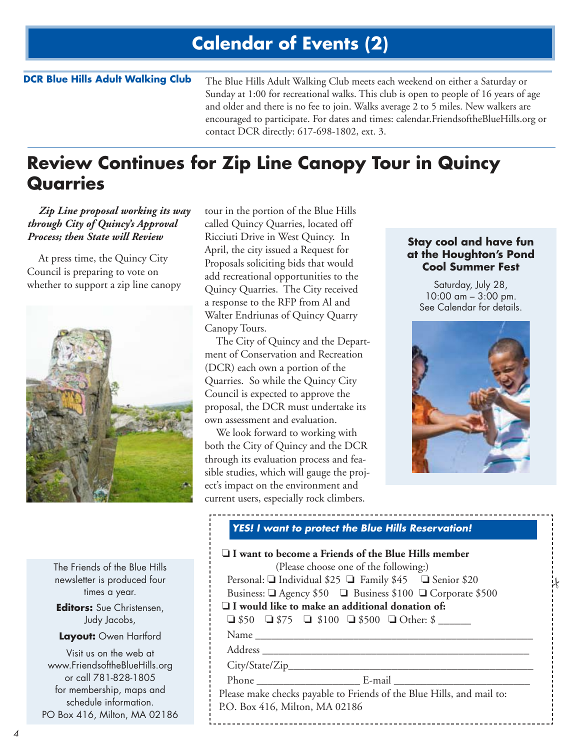# Calendar of Events (2)

**DCR Blue Hills Adult Walking Club**

The Blue Hills Adult Walking Club meets each weekend on either a Saturday or Sunday at 1:00 for recreational walks. This club is open to people of 16 years of age and older and there is no fee to join. Walks average 2 to 5 miles. New walkers are encouraged to participate. For dates and times: calendar.FriendsoftheBlueHills.org or contact DCR directly: 617-698-1802, ext. 3.

## Review Continues for Zip Line Canopy Tour in Quincy Quarries

***Zip Line proposal working its way through City of Quincy's Approval Process; then State will Review***

At press time, the Quincy City Council is preparing to vote on whether to support a zip line canopy tour in the portion of the Blue Hills called Quincy Quarries, located off Ricciuti Drive in West Quincy. In April, the city issued a Request for Proposals soliciting bids that would add recreational opportunities to the Quincy Quarries. The City received a response to the RFP from Al and Walter Endriunas of Quincy Quarry Canopy Tours.

The City of Quincy and the Department of Conservation and Recreation (DCR) each own a portion of the Quarries. So while the Quincy City Council is expected to approve the proposal, the DCR must undertake its own assessment and evaluation.

We look forward to working with both the City of Quincy and the DCR through its evaluation process and feasible studies, which will gauge the project's impact on the environment and current users, especially rock climbers.

**Stay cool and have fun at the Houghton's Pond Cool Summer Fest**

Saturday, July 28,
10:00 am – 3:00 pm.
See Calendar for details.

***YES! I want to protect the Blue Hills Reservation!***

❑ **I want to become a Friends of the Blue Hills member**
(Please choose one of the following:)
Personal: ❑ Individual $25 ❑ Family $45 ❑ Senior $20
Business: ❑ Agency $50 ❑ Business $100 ❑ Corporate $500

❑ **I would like to make an additional donation of:**
❑ $50 ❑ $75 ❑ $100 ❑ $500 ❑ Other: $ ______

Name ______________________________

Address ______________________________

City/State/Zip ______________________________

Phone ______________ E-mail ______________

Please make checks payable to Friends of the Blue Hills, and mail to:
P.O. Box 416, Milton, MA 02186

The Friends of the Blue Hills newsletter is produced four times a year.

**Editors:** Sue Christensen, Judy Jacobs,

**Layout:** Owen Hartford

Visit us on the web at www.FriendsoftheBlueHills.org or call 781-828-1805 for membership, maps and schedule information.
PO Box 416, Milton, MA 02186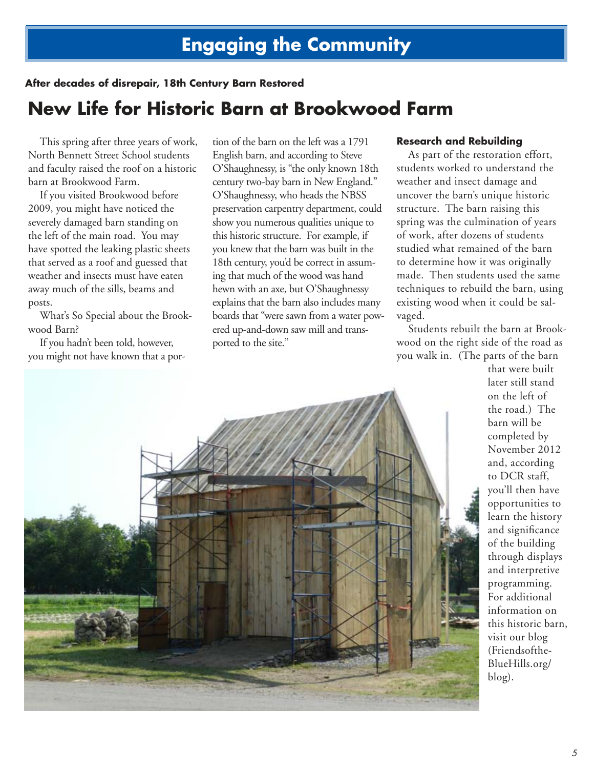## Engaging the Community

**After decades of disrepair, 18th Century Barn Restored**

# New Life for Historic Barn at Brookwood Farm

This spring after three years of work, North Bennett Street School students and faculty raised the roof on a historic barn at Brookwood Farm.

If you visited Brookwood before 2009, you might have noticed the severely damaged barn standing on the left of the main road. You may have spotted the leaking plastic sheets that served as a roof and guessed that weather and insects must have eaten away much of the sills, beams and posts.

What's So Special about the Brookwood Barn?

If you hadn't been told, however, you might not have known that a portion of the barn on the left was a 1791 English barn, and according to Steve O'Shaughnessy, is "the only known 18th century two-bay barn in New England." O'Shaughnessy, who heads the NBSS preservation carpentry department, could show you numerous qualities unique to this historic structure. For example, if you knew that the barn was built in the 18th century, you'd be correct in assuming that much of the wood was hand hewn with an axe, but O'Shaughnessy explains that the barn also includes many boards that "were sawn from a water powered up-and-down saw mill and transported to the site."

**Research and Rebuilding**

As part of the restoration effort, students worked to understand the weather and insect damage and uncover the barn's unique historic structure. The barn raising this spring was the culmination of years of work, after dozens of students studied what remained of the barn to determine how it was originally made. Then students used the same techniques to rebuild the barn, using existing wood when it could be salvaged.

Students rebuilt the barn at Brookwood on the right side of the road as you walk in. (The parts of the barn that were built later still stand on the left of the road.) The barn will be completed by November 2012 and, according to DCR staff, you'll then have opportunities to learn the history and significance of the building through displays and interpretive programming. For additional information on this historic barn, visit our blog (Friendsofthe-BlueHills.org/blog).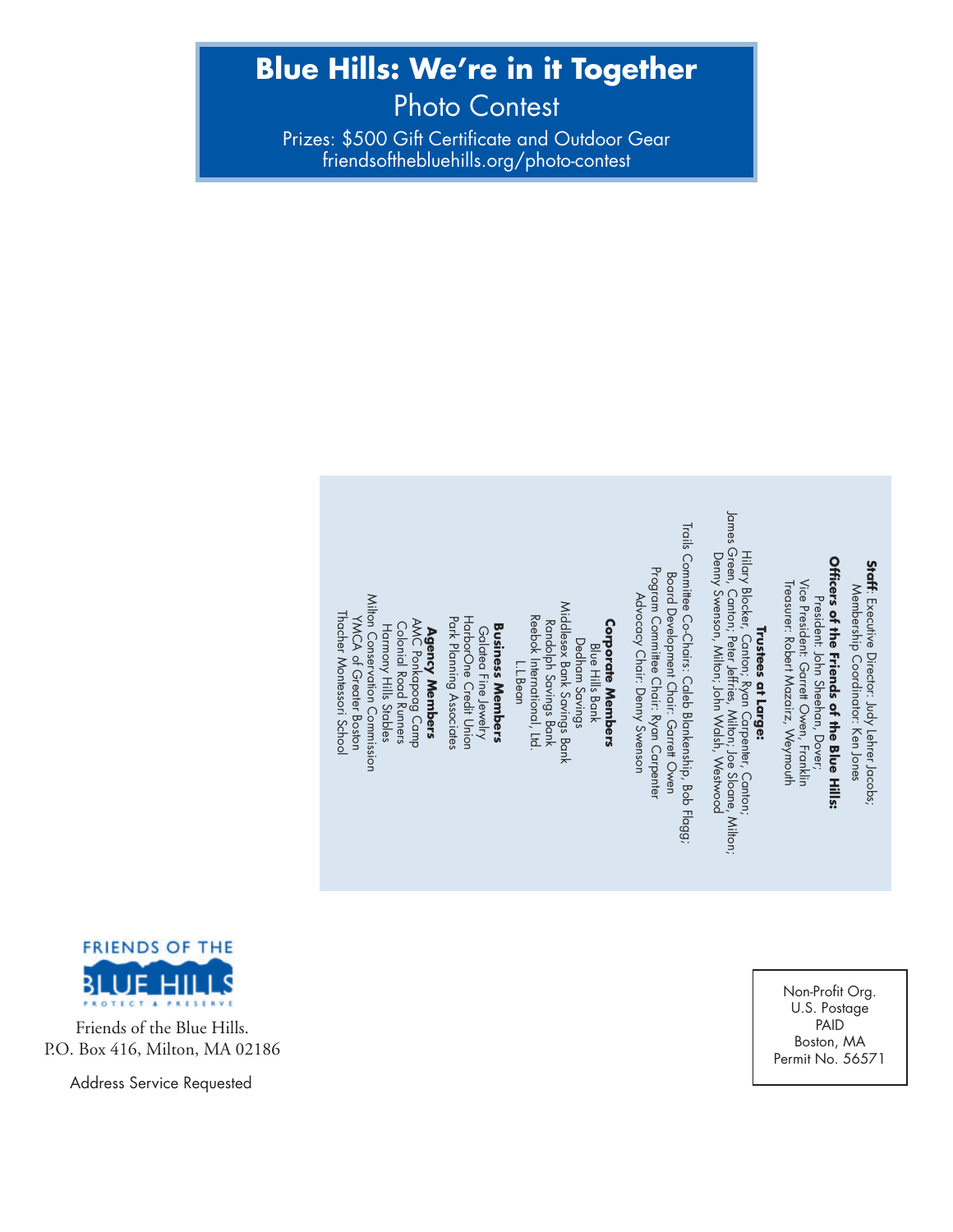# Blue Hills: We're in it Together

## Photo Contest

Prizes: $500 Gift Certificate and Outdoor Gear
friendsofthebluehills.org/photo-contest

**Staff**: Executive Director: Judy Lehrer Jacobs;
Membership Coordinator: Ken Jones

**Officers of the Friends of the Blue Hills:**
President: John Sheehan, Dover;
Vice President: Garrett Owen, Franklin
Treasurer: Robert Mazairz, Weymouth

**Trustees at Large:**
Hilary Blocker, Canton; Ryan Carpenter, Canton;
James Green, Canton; Peter Jeffries, Milton; Joe Sloane, Milton;
Denny Swenson, Milton; John Walsh, Westwood

Trails Committee Co-Chairs: Caleb Blankenship, Bob Flagg;
Board Development Chair: Garrett Owen
Program Committee Chair: Ryan Carpenter
Advocacy Chair: Denny Swenson

**Corporate Members**
Blue Hills Bank
Dedham Savings
Middlesex Bank Savings Bank
Randolph Savings Bank
Reebok International, Ltd.
L.L.Bean

**Business Members**
Galatea Fine Jewelry
HarborOne Credit Union
Park Planning Associates

**Agency Members**
AMC Ponkapoag Camp
Colonial Road Runners
Harmony Hills Stables
Milton Conservation Commission
YMCA of Greater Boston
Thacher Montessori School

FRIENDS OF THE BLUE HILLS
PROTECT & PRESERVE

Friends of the Blue Hills.
P.O. Box 416, Milton, MA 02186

Address Service Requested

Non-Profit Org.
U.S. Postage
PAID
Boston, MA
Permit No. 56571